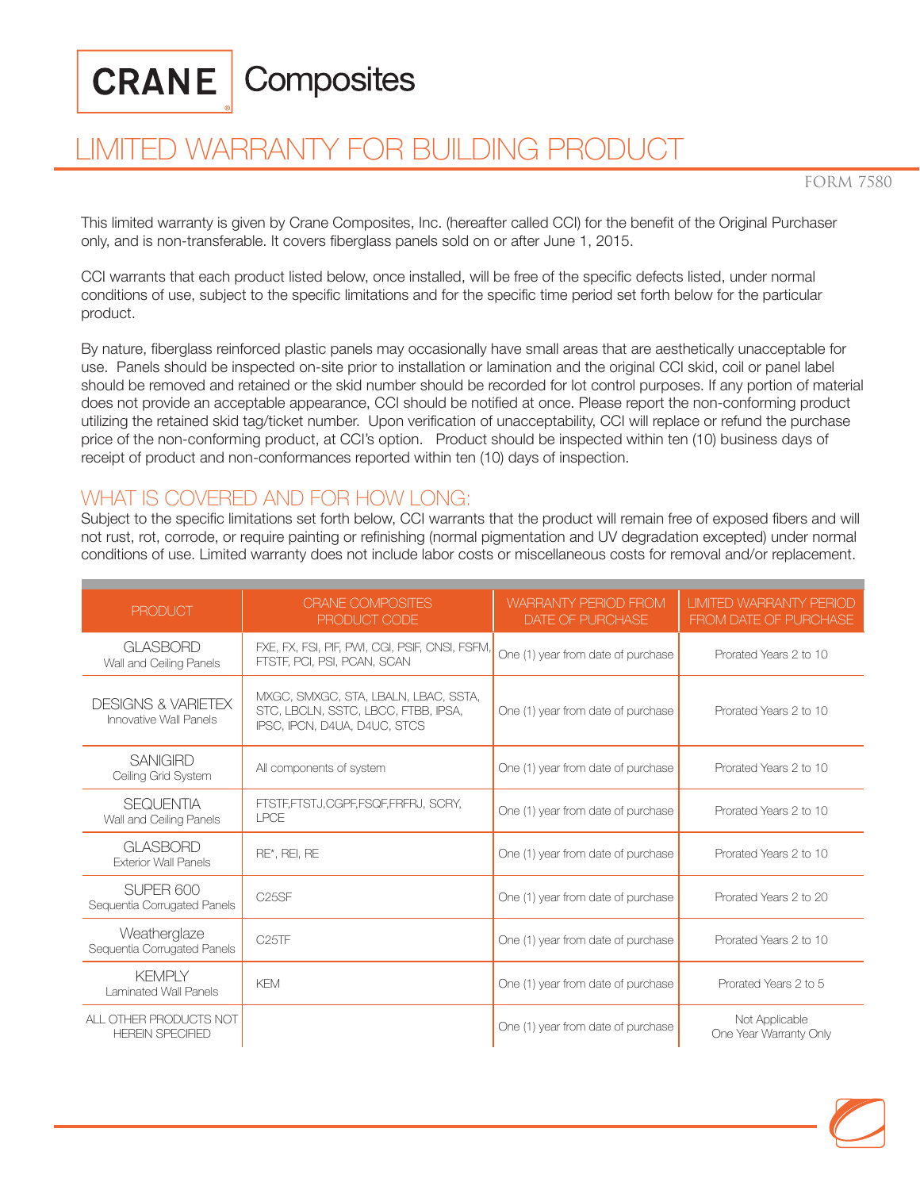# CRANE Composites

## LIMITED WARRANTY FOR BUILDING PRODUCT

FORM 7580

This limited warranty is given by Crane Composites, Inc. (hereafter called CCI) for the benefit of the Original Purchaser only, and is non-transferable. It covers fiberglass panels sold on or after June 1, 2015.

CCI warrants that each product listed below, once installed, will be free of the specific defects listed, under normal conditions of use, subject to the specific limitations and for the specific time period set forth below for the particular product.

By nature, fiberglass reinforced plastic panels may occasionally have small areas that are aesthetically unacceptable for use. Panels should be inspected on-site prior to installation or lamination and the original CCI skid, coil or panel label should be removed and retained or the skid number should be recorded for lot control purposes. If any portion of material does not provide an acceptable appearance, CCI should be notified at once. Please report the non-conforming product utilizing the retained skid tag/ticket number. Upon verification of unacceptability, CCI will replace or refund the purchase price of the non-conforming product, at CCI's option. Product should be inspected within ten (10) business days of receipt of product and non-conformances reported within ten (10) days of inspection.

## WHAT IS COVERED AND FOR HOW LONG:

Subject to the specific limitations set forth below, CCI warrants that the product will remain free of exposed fibers and will not rust, rot, corrode, or require painting or refinishing (normal pigmentation and UV degradation excepted) under normal conditions of use. Limited warranty does not include labor costs or miscellaneous costs for removal and/or replacement.

| PRODUCT | CRANE COMPOSITES PRODUCT CODE | WARRANTY PERIOD FROM DATE OF PURCHASE | LIMITED WARRANTY PERIOD FROM DATE OF PURCHASE |
|---|---|---|---|
| GLASBORD Wall and Ceiling Panels | FXE, FX, FSI, PIF, PWI, CGI, PSIF, CNSI, FSFM, FTSTF, PCI, PSI, PCAN, SCAN | One (1) year from date of purchase | Prorated Years 2 to 10 |
| DESIGNS & VARIETEX Innovative Wall Panels | MXGC, SMXGC, STA, LBALN, LBAC, SSTA, STC, LBCLN, SSTC, LBCC, FTBB, IPSA, IPSC, IPCN, D4UA, D4UC, STCS | One (1) year from date of purchase | Prorated Years 2 to 10 |
| SANIGIRD Ceiling Grid System | All components of system | One (1) year from date of purchase | Prorated Years 2 to 10 |
| SEQUENTIA Wall and Ceiling Panels | FTSTF,FTSTJ,CGPF,FSQF,FRFRJ, SCRY, LPCE | One (1) year from date of purchase | Prorated Years 2 to 10 |
| GLASBORD Exterior Wall Panels | RE*, REI, RE | One (1) year from date of purchase | Prorated Years 2 to 10 |
| SUPER 600 Sequentia Corrugated Panels | C25SF | One (1) year from date of purchase | Prorated Years 2 to 20 |
| Weatherglaze Sequentia Corrugated Panels | C25TF | One (1) year from date of purchase | Prorated Years 2 to 10 |
| KEMPLY Laminated Wall Panels | KEM | One (1) year from date of purchase | Prorated Years 2 to 5 |
| ALL OTHER PRODUCTS NOT HEREIN SPECIFIED | | One (1) year from date of purchase | Not Applicable One Year Warranty Only |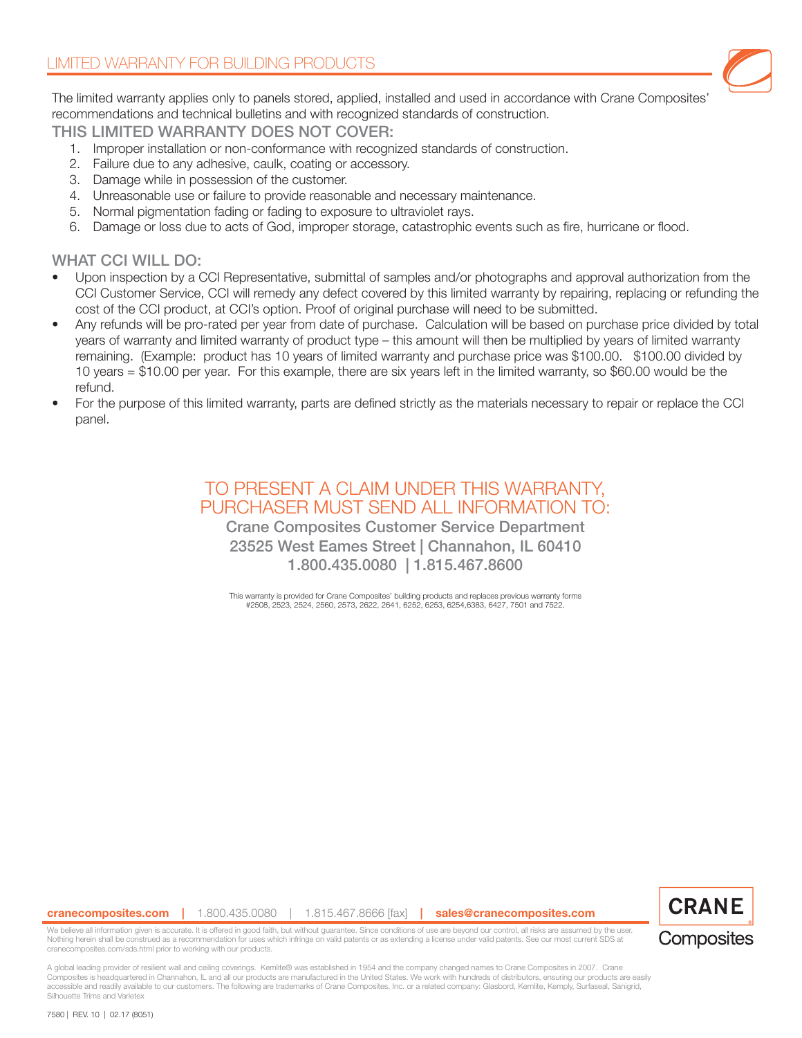## LIMITED WARRANTY FOR BUILDING PRODUCTS

The limited warranty applies only to panels stored, applied, installed and used in accordance with Crane Composites' recommendations and technical bulletins and with recognized standards of construction.

### THIS LIMITED WARRANTY DOES NOT COVER:

1. Improper installation or non-conformance with recognized standards of construction.
2. Failure due to any adhesive, caulk, coating or accessory.
3. Damage while in possession of the customer.
4. Unreasonable use or failure to provide reasonable and necessary maintenance.
5. Normal pigmentation fading or fading to exposure to ultraviolet rays.
6. Damage or loss due to acts of God, improper storage, catastrophic events such as fire, hurricane or flood.

### WHAT CCI WILL DO:

- Upon inspection by a CCI Representative, submittal of samples and/or photographs and approval authorization from the CCI Customer Service, CCI will remedy any defect covered by this limited warranty by repairing, replacing or refunding the cost of the CCI product, at CCI's option. Proof of original purchase will need to be submitted.
- Any refunds will be pro-rated per year from date of purchase. Calculation will be based on purchase price divided by total years of warranty and limited warranty of product type – this amount will then be multiplied by years of limited warranty remaining. (Example: product has 10 years of limited warranty and purchase price was $100.00. $100.00 divided by 10 years = $10.00 per year. For this example, there are six years left in the limited warranty, so $60.00 would be the refund.
- For the purpose of this limited warranty, parts are defined strictly as the materials necessary to repair or replace the CCI panel.

## TO PRESENT A CLAIM UNDER THIS WARRANTY, PURCHASER MUST SEND ALL INFORMATION TO:

**Crane Composites Customer Service Department**
**23525 West Eames Street | Channahon, IL 60410**
**1.800.435.0080 | 1.815.467.8600**

This warranty is provided for Crane Composites' building products and replaces previous warranty forms #2508, 2523, 2524, 2560, 2573, 2622, 2641, 6252, 6253, 6254,6383, 6427, 7501 and 7522.

**cranecomposites.com** | 1.800.435.0080 | 1.815.467.8666 [fax] | **sales@cranecomposites.com**

We believe all information given is accurate. It is offered in good faith, but without guarantee. Since conditions of use are beyond our control, all risks are assumed by the user. Nothing herein shall be construed as a recommendation for uses which infringe on valid patents or as extending a license under valid patents. See our most current SDS at cranecomposites.com/sds.html prior to working with our products.

A global leading provider of resilient wall and ceiling coverings. Kemlite® was established in 1954 and the company changed names to Crane Composites in 2007. Crane Composites is headquartered in Channahon, IL and all our products are manufactured in the United States. We work with hundreds of distributors, ensuring our products are easily accessible and readily available to our customers. The following are trademarks of Crane Composites, Inc. or a related company: Glasbord, Kemlite, Kemply, Surfaseal, Sanigrid, Silhouette Trims and Varietex

CRANE Composites

7580 | REV. 10 | 02.17 (8051)